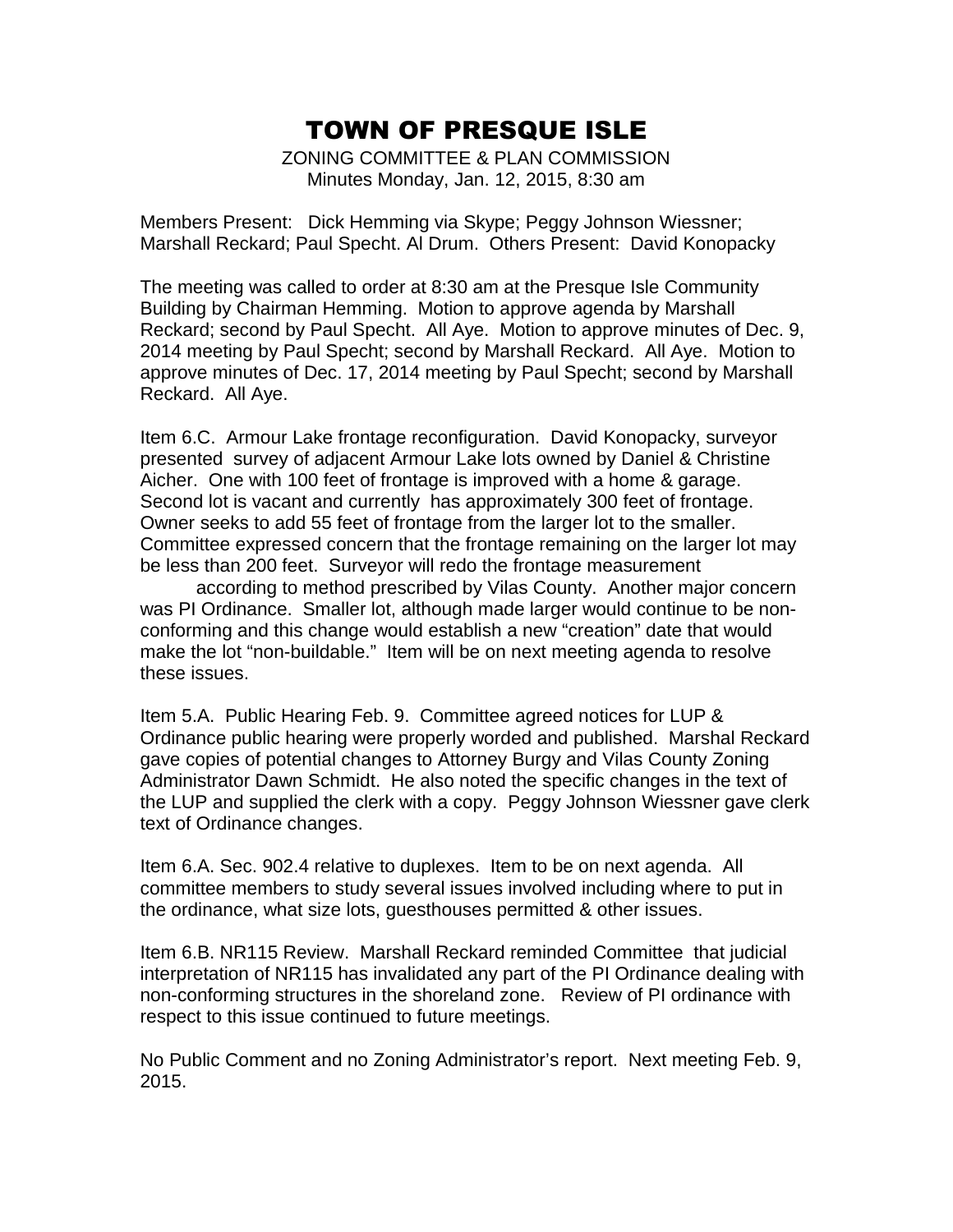# TOWN OF PRESQUE ISLE

ZONING COMMITTEE & PLAN COMMISSION
Minutes Monday, Jan. 12, 2015, 8:30 am

Members Present: Dick Hemming via Skype; Peggy Johnson Wiessner; Marshall Reckard; Paul Specht. Al Drum. Others Present: David Konopacky

The meeting was called to order at 8:30 am at the Presque Isle Community Building by Chairman Hemming. Motion to approve agenda by Marshall Reckard; second by Paul Specht. All Aye. Motion to approve minutes of Dec. 9, 2014 meeting by Paul Specht; second by Marshall Reckard. All Aye. Motion to approve minutes of Dec. 17, 2014 meeting by Paul Specht; second by Marshall Reckard. All Aye.

Item 6.C. Armour Lake frontage reconfiguration. David Konopacky, surveyor presented survey of adjacent Armour Lake lots owned by Daniel & Christine Aicher. One with 100 feet of frontage is improved with a home & garage. Second lot is vacant and currently has approximately 300 feet of frontage. Owner seeks to add 55 feet of frontage from the larger lot to the smaller. Committee expressed concern that the frontage remaining on the larger lot may be less than 200 feet. Surveyor will redo the frontage measurement according to method prescribed by Vilas County. Another major concern was PI Ordinance. Smaller lot, although made larger would continue to be non-conforming and this change would establish a new "creation" date that would make the lot "non-buildable." Item will be on next meeting agenda to resolve these issues.

Item 5.A. Public Hearing Feb. 9. Committee agreed notices for LUP & Ordinance public hearing were properly worded and published. Marshal Reckard gave copies of potential changes to Attorney Burgy and Vilas County Zoning Administrator Dawn Schmidt. He also noted the specific changes in the text of the LUP and supplied the clerk with a copy. Peggy Johnson Wiessner gave clerk text of Ordinance changes.

Item 6.A. Sec. 902.4 relative to duplexes. Item to be on next agenda. All committee members to study several issues involved including where to put in the ordinance, what size lots, guesthouses permitted & other issues.

Item 6.B. NR115 Review. Marshall Reckard reminded Committee that judicial interpretation of NR115 has invalidated any part of the PI Ordinance dealing with non-conforming structures in the shoreland zone. Review of PI ordinance with respect to this issue continued to future meetings.

No Public Comment and no Zoning Administrator's report. Next meeting Feb. 9, 2015.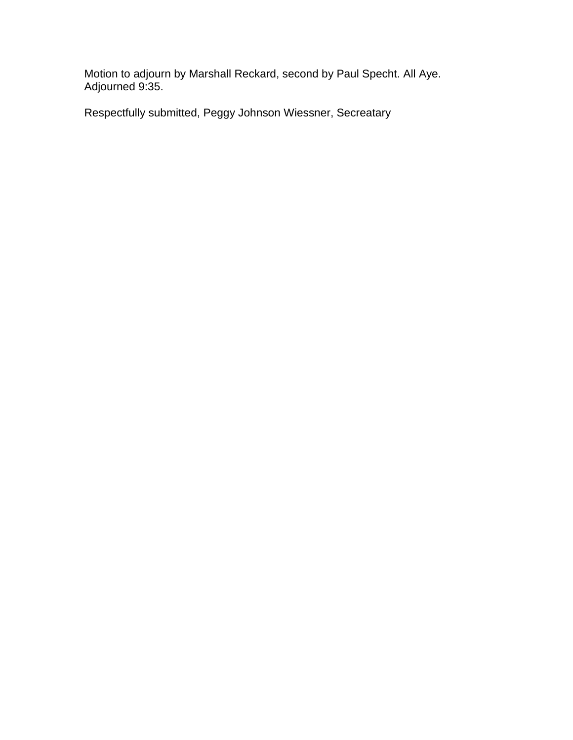Motion to adjourn by Marshall Reckard, second by Paul Specht. All Aye. Adjourned 9:35.

Respectfully submitted, Peggy Johnson Wiessner, Secreatary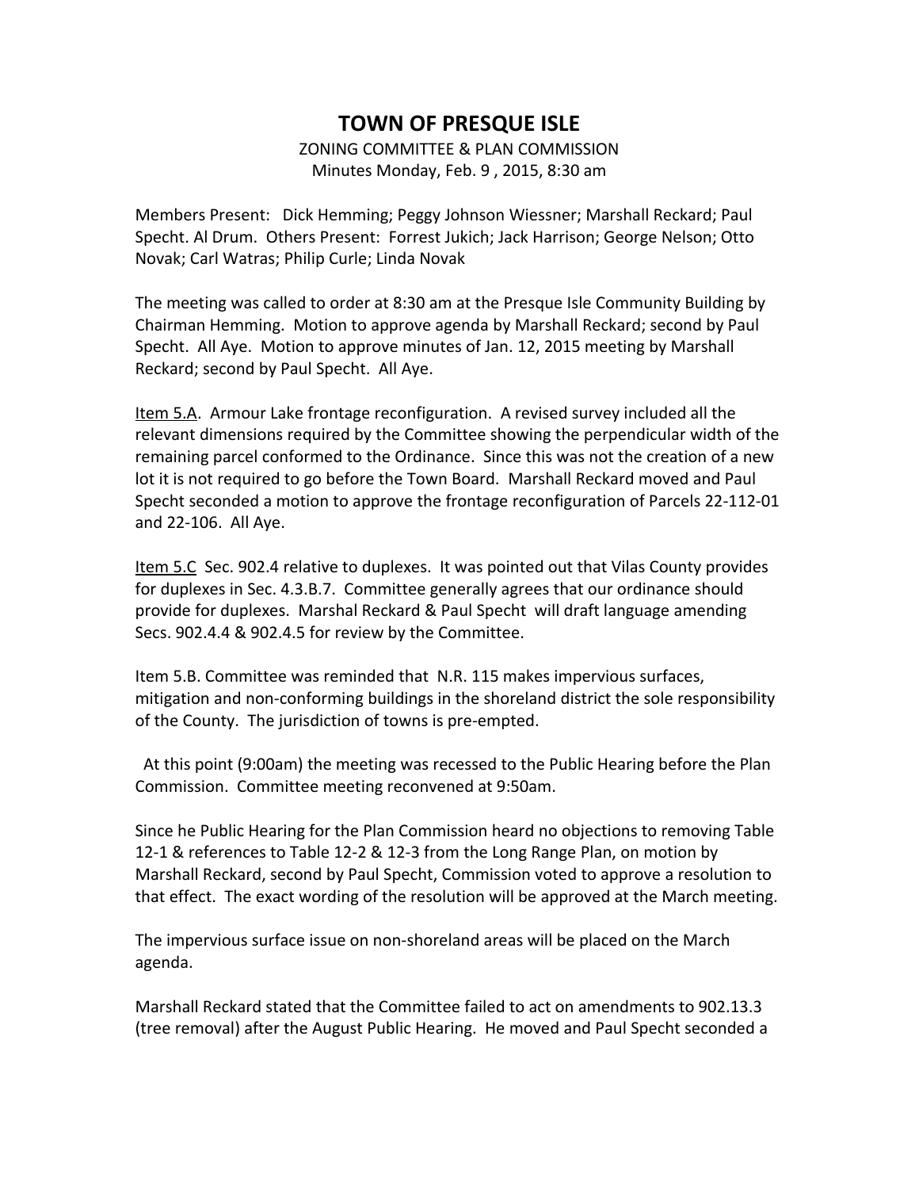# TOWN OF PRESQUE ISLE

ZONING COMMITTEE & PLAN COMMISSION
Minutes Monday, Feb. 9 , 2015, 8:30 am

Members Present: Dick Hemming; Peggy Johnson Wiessner; Marshall Reckard; Paul Specht. Al Drum. Others Present: Forrest Jukich; Jack Harrison; George Nelson; Otto Novak; Carl Watras; Philip Curle; Linda Novak

The meeting was called to order at 8:30 am at the Presque Isle Community Building by Chairman Hemming. Motion to approve agenda by Marshall Reckard; second by Paul Specht. All Aye. Motion to approve minutes of Jan. 12, 2015 meeting by Marshall Reckard; second by Paul Specht. All Aye.

Item 5.A. Armour Lake frontage reconfiguration. A revised survey included all the relevant dimensions required by the Committee showing the perpendicular width of the remaining parcel conformed to the Ordinance. Since this was not the creation of a new lot it is not required to go before the Town Board. Marshall Reckard moved and Paul Specht seconded a motion to approve the frontage reconfiguration of Parcels 22-112-01 and 22-106. All Aye.

Item 5.C Sec. 902.4 relative to duplexes. It was pointed out that Vilas County provides for duplexes in Sec. 4.3.B.7. Committee generally agrees that our ordinance should provide for duplexes. Marshal Reckard & Paul Specht will draft language amending Secs. 902.4.4 & 902.4.5 for review by the Committee.

Item 5.B. Committee was reminded that N.R. 115 makes impervious surfaces, mitigation and non-conforming buildings in the shoreland district the sole responsibility of the County. The jurisdiction of towns is pre-empted.

At this point (9:00am) the meeting was recessed to the Public Hearing before the Plan Commission. Committee meeting reconvened at 9:50am.

Since he Public Hearing for the Plan Commission heard no objections to removing Table 12-1 & references to Table 12-2 & 12-3 from the Long Range Plan, on motion by Marshall Reckard, second by Paul Specht, Commission voted to approve a resolution to that effect. The exact wording of the resolution will be approved at the March meeting.

The impervious surface issue on non-shoreland areas will be placed on the March agenda.

Marshall Reckard stated that the Committee failed to act on amendments to 902.13.3 (tree removal) after the August Public Hearing. He moved and Paul Specht seconded a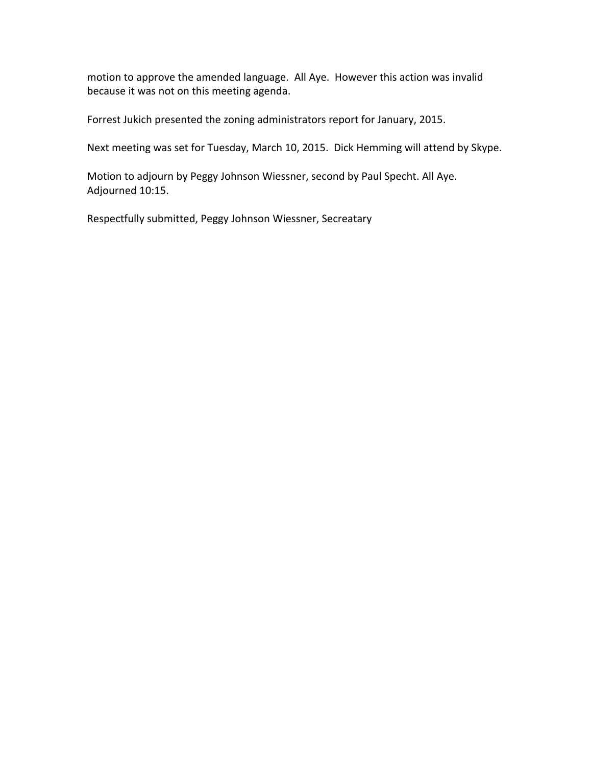motion to approve the amended language. All Aye. However this action was invalid because it was not on this meeting agenda.

Forrest Jukich presented the zoning administrators report for January, 2015.

Next meeting was set for Tuesday, March 10, 2015. Dick Hemming will attend by Skype.

Motion to adjourn by Peggy Johnson Wiessner, second by Paul Specht. All Aye. Adjourned 10:15.

Respectfully submitted, Peggy Johnson Wiessner, Secreatary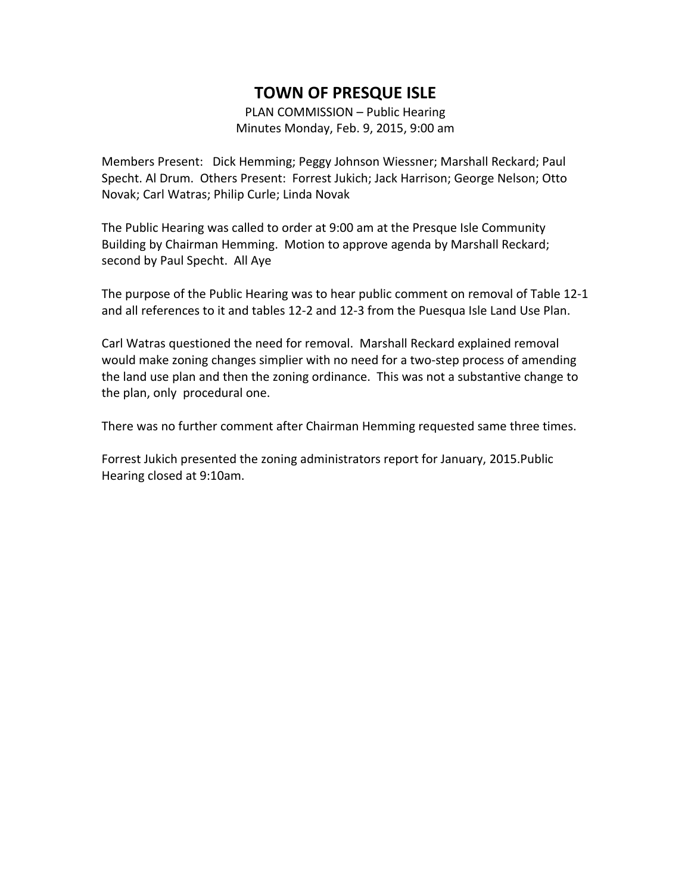# TOWN OF PRESQUE ISLE

PLAN COMMISSION – Public Hearing
Minutes Monday, Feb. 9, 2015, 9:00 am

Members Present: Dick Hemming; Peggy Johnson Wiessner; Marshall Reckard; Paul Specht. Al Drum. Others Present: Forrest Jukich; Jack Harrison; George Nelson; Otto Novak; Carl Watras; Philip Curle; Linda Novak

The Public Hearing was called to order at 9:00 am at the Presque Isle Community Building by Chairman Hemming. Motion to approve agenda by Marshall Reckard; second by Paul Specht. All Aye

The purpose of the Public Hearing was to hear public comment on removal of Table 12-1 and all references to it and tables 12-2 and 12-3 from the Puesqua Isle Land Use Plan.

Carl Watras questioned the need for removal. Marshall Reckard explained removal would make zoning changes simplier with no need for a two-step process of amending the land use plan and then the zoning ordinance. This was not a substantive change to the plan, only procedural one.

There was no further comment after Chairman Hemming requested same three times.

Forrest Jukich presented the zoning administrators report for January, 2015.Public Hearing closed at 9:10am.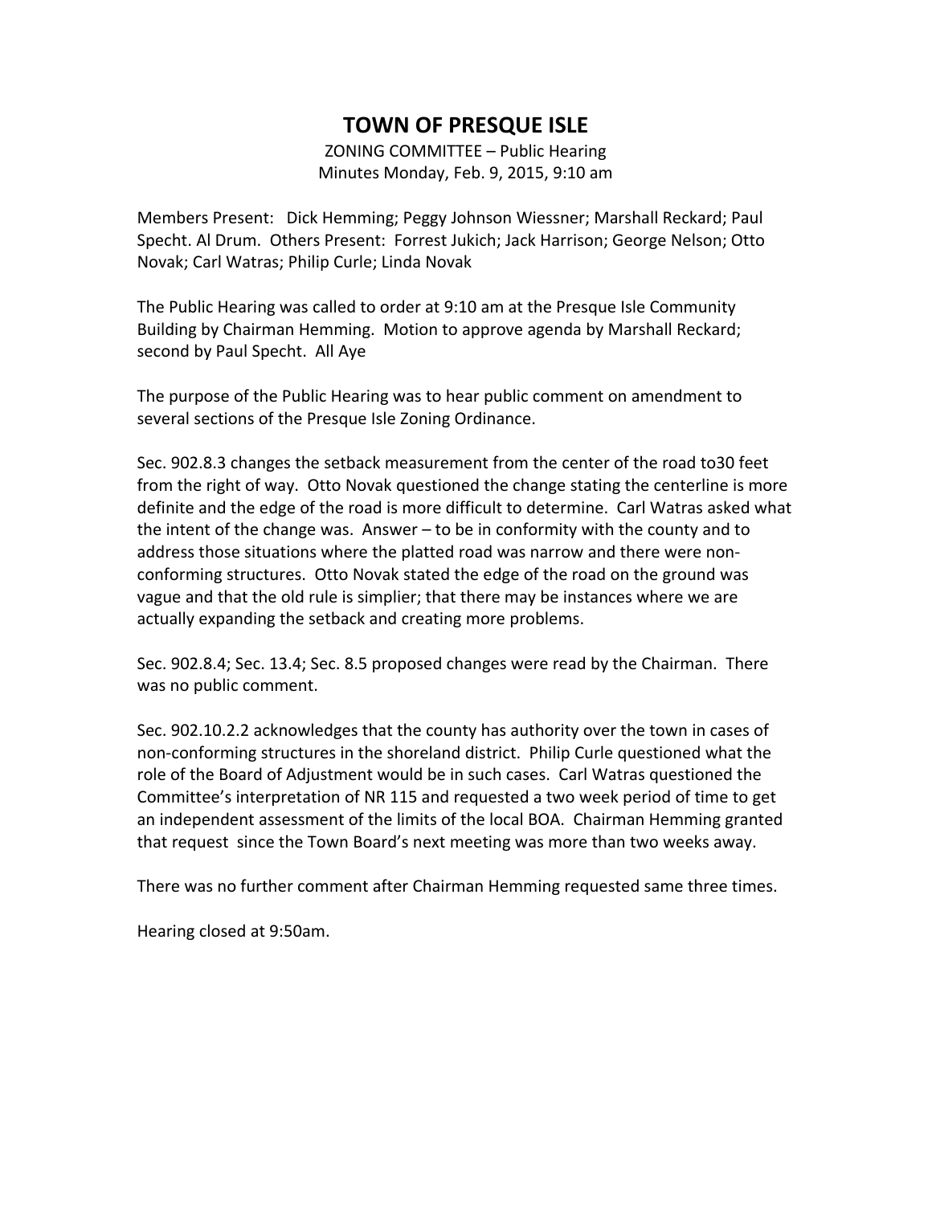# TOWN OF PRESQUE ISLE

ZONING COMMITTEE – Public Hearing
Minutes Monday, Feb. 9, 2015, 9:10 am

Members Present: Dick Hemming; Peggy Johnson Wiessner; Marshall Reckard; Paul Specht. Al Drum. Others Present: Forrest Jukich; Jack Harrison; George Nelson; Otto Novak; Carl Watras; Philip Curle; Linda Novak

The Public Hearing was called to order at 9:10 am at the Presque Isle Community Building by Chairman Hemming. Motion to approve agenda by Marshall Reckard; second by Paul Specht. All Aye

The purpose of the Public Hearing was to hear public comment on amendment to several sections of the Presque Isle Zoning Ordinance.

Sec. 902.8.3 changes the setback measurement from the center of the road to30 feet from the right of way. Otto Novak questioned the change stating the centerline is more definite and the edge of the road is more difficult to determine. Carl Watras asked what the intent of the change was. Answer – to be in conformity with the county and to address those situations where the platted road was narrow and there were non-conforming structures. Otto Novak stated the edge of the road on the ground was vague and that the old rule is simplier; that there may be instances where we are actually expanding the setback and creating more problems.

Sec. 902.8.4; Sec. 13.4; Sec. 8.5 proposed changes were read by the Chairman. There was no public comment.

Sec. 902.10.2.2 acknowledges that the county has authority over the town in cases of non-conforming structures in the shoreland district. Philip Curle questioned what the role of the Board of Adjustment would be in such cases. Carl Watras questioned the Committee's interpretation of NR 115 and requested a two week period of time to get an independent assessment of the limits of the local BOA. Chairman Hemming granted that request since the Town Board's next meeting was more than two weeks away.

There was no further comment after Chairman Hemming requested same three times.

Hearing closed at 9:50am.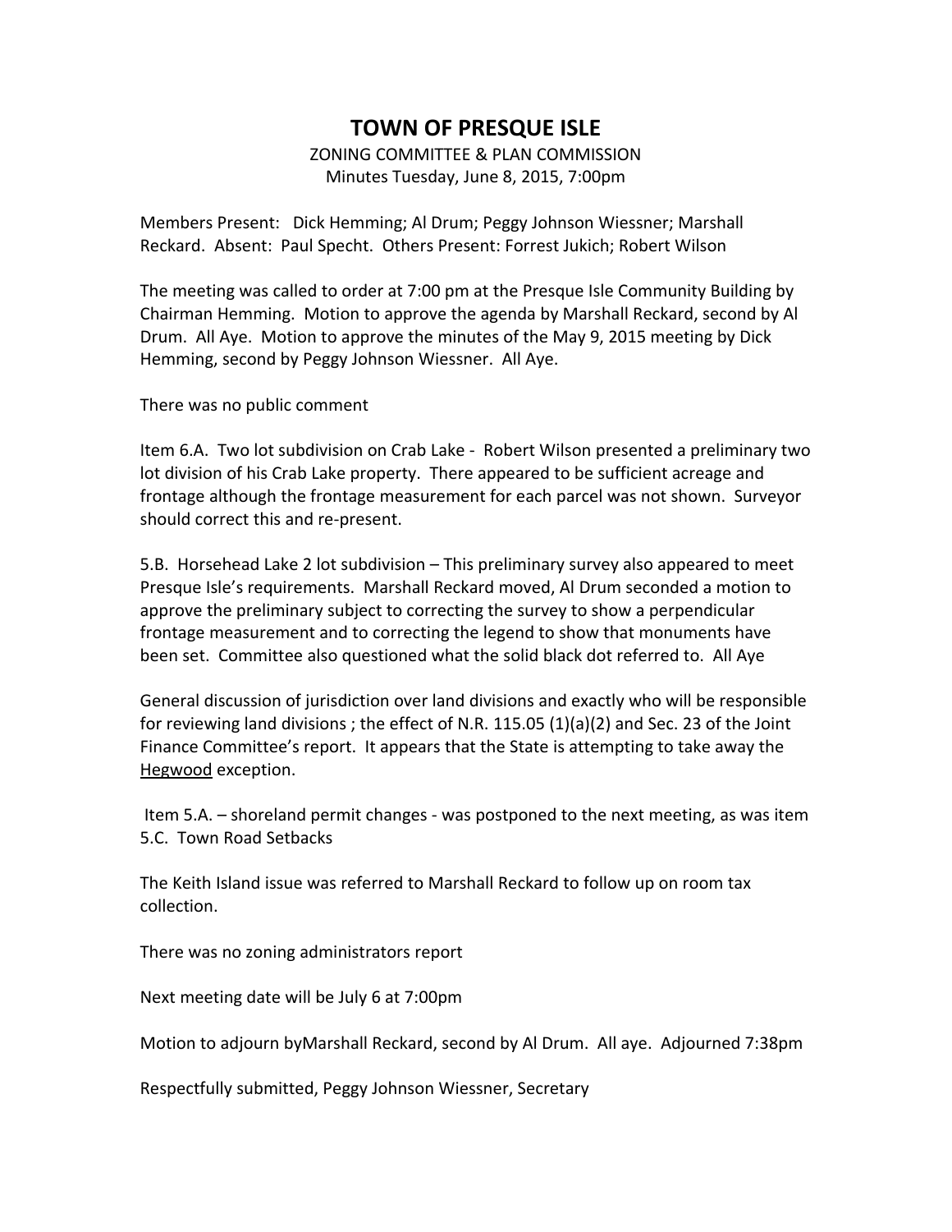# TOWN OF PRESQUE ISLE

ZONING COMMITTEE & PLAN COMMISSION
Minutes Tuesday, June 8, 2015, 7:00pm

Members Present: Dick Hemming; Al Drum; Peggy Johnson Wiessner; Marshall Reckard. Absent: Paul Specht. Others Present: Forrest Jukich; Robert Wilson

The meeting was called to order at 7:00 pm at the Presque Isle Community Building by Chairman Hemming. Motion to approve the agenda by Marshall Reckard, second by Al Drum. All Aye. Motion to approve the minutes of the May 9, 2015 meeting by Dick Hemming, second by Peggy Johnson Wiessner. All Aye.

There was no public comment

Item 6.A. Two lot subdivision on Crab Lake - Robert Wilson presented a preliminary two lot division of his Crab Lake property. There appeared to be sufficient acreage and frontage although the frontage measurement for each parcel was not shown. Surveyor should correct this and re-present.

5.B. Horsehead Lake 2 lot subdivision – This preliminary survey also appeared to meet Presque Isle's requirements. Marshall Reckard moved, Al Drum seconded a motion to approve the preliminary subject to correcting the survey to show a perpendicular frontage measurement and to correcting the legend to show that monuments have been set. Committee also questioned what the solid black dot referred to. All Aye

General discussion of jurisdiction over land divisions and exactly who will be responsible for reviewing land divisions ; the effect of N.R. 115.05 (1)(a)(2) and Sec. 23 of the Joint Finance Committee's report. It appears that the State is attempting to take away the <u>Hegwood</u> exception.

Item 5.A. – shoreland permit changes - was postponed to the next meeting, as was item 5.C. Town Road Setbacks

The Keith Island issue was referred to Marshall Reckard to follow up on room tax collection.

There was no zoning administrators report

Next meeting date will be July 6 at 7:00pm

Motion to adjourn byMarshall Reckard, second by Al Drum. All aye. Adjourned 7:38pm

Respectfully submitted, Peggy Johnson Wiessner, Secretary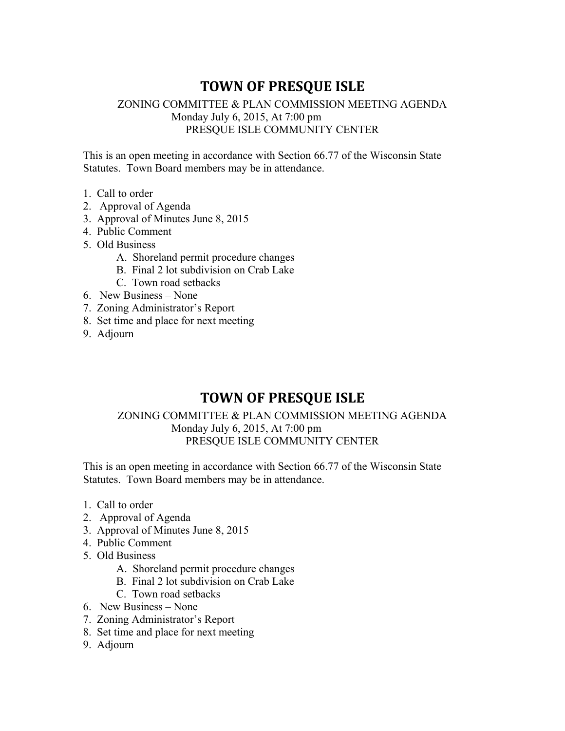# TOWN OF PRESQUE ISLE

ZONING COMMITTEE & PLAN COMMISSION MEETING AGENDA
Monday July 6, 2015, At 7:00 pm
PRESQUE ISLE COMMUNITY CENTER

This is an open meeting in accordance with Section 66.77 of the Wisconsin State Statutes. Town Board members may be in attendance.

1. Call to order
2. Approval of Agenda
3. Approval of Minutes June 8, 2015
4. Public Comment
5. Old Business
   A. Shoreland permit procedure changes
   B. Final 2 lot subdivision on Crab Lake
   C. Town road setbacks
6. New Business – None
7. Zoning Administrator's Report
8. Set time and place for next meeting
9. Adjourn

# TOWN OF PRESQUE ISLE

ZONING COMMITTEE & PLAN COMMISSION MEETING AGENDA
Monday July 6, 2015, At 7:00 pm
PRESQUE ISLE COMMUNITY CENTER

This is an open meeting in accordance with Section 66.77 of the Wisconsin State Statutes. Town Board members may be in attendance.

1. Call to order
2. Approval of Agenda
3. Approval of Minutes June 8, 2015
4. Public Comment
5. Old Business
   A. Shoreland permit procedure changes
   B. Final 2 lot subdivision on Crab Lake
   C. Town road setbacks
6. New Business – None
7. Zoning Administrator's Report
8. Set time and place for next meeting
9. Adjourn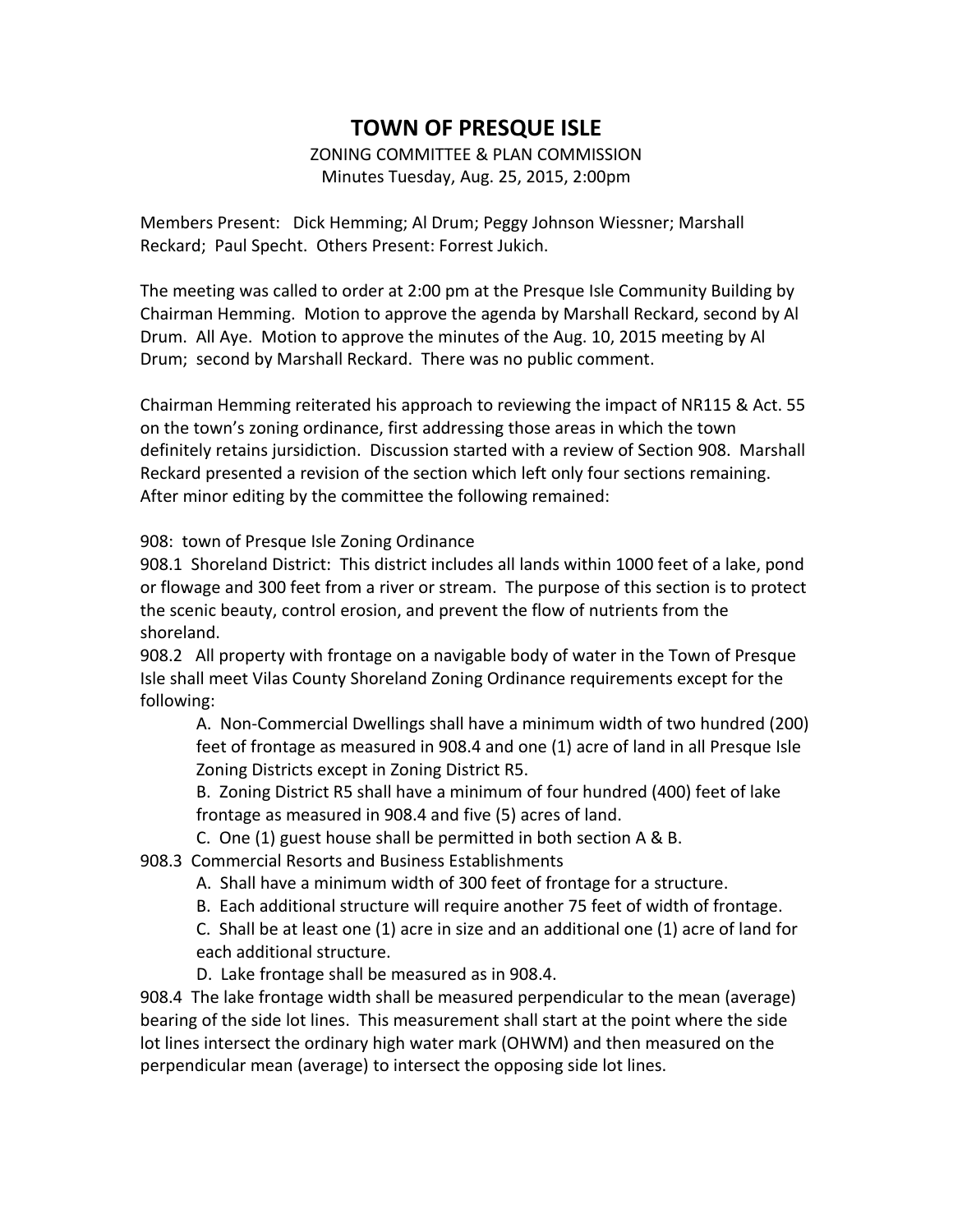# TOWN OF PRESQUE ISLE

ZONING COMMITTEE & PLAN COMMISSION
Minutes Tuesday, Aug. 25, 2015, 2:00pm

Members Present: Dick Hemming; Al Drum; Peggy Johnson Wiessner; Marshall Reckard; Paul Specht. Others Present: Forrest Jukich.

The meeting was called to order at 2:00 pm at the Presque Isle Community Building by Chairman Hemming. Motion to approve the agenda by Marshall Reckard, second by Al Drum. All Aye. Motion to approve the minutes of the Aug. 10, 2015 meeting by Al Drum; second by Marshall Reckard. There was no public comment.

Chairman Hemming reiterated his approach to reviewing the impact of NR115 & Act. 55 on the town's zoning ordinance, first addressing those areas in which the town definitely retains jursidiction. Discussion started with a review of Section 908. Marshall Reckard presented a revision of the section which left only four sections remaining. After minor editing by the committee the following remained:

908: town of Presque Isle Zoning Ordinance

908.1 Shoreland District: This district includes all lands within 1000 feet of a lake, pond or flowage and 300 feet from a river or stream. The purpose of this section is to protect the scenic beauty, control erosion, and prevent the flow of nutrients from the shoreland.

908.2 All property with frontage on a navigable body of water in the Town of Presque Isle shall meet Vilas County Shoreland Zoning Ordinance requirements except for the following:

A. Non-Commercial Dwellings shall have a minimum width of two hundred (200) feet of frontage as measured in 908.4 and one (1) acre of land in all Presque Isle Zoning Districts except in Zoning District R5.

B. Zoning District R5 shall have a minimum of four hundred (400) feet of lake frontage as measured in 908.4 and five (5) acres of land.

C. One (1) guest house shall be permitted in both section A & B.

908.3 Commercial Resorts and Business Establishments

A. Shall have a minimum width of 300 feet of frontage for a structure.

B. Each additional structure will require another 75 feet of width of frontage.

C. Shall be at least one (1) acre in size and an additional one (1) acre of land for each additional structure.

D. Lake frontage shall be measured as in 908.4.

908.4 The lake frontage width shall be measured perpendicular to the mean (average) bearing of the side lot lines. This measurement shall start at the point where the side lot lines intersect the ordinary high water mark (OHWM) and then measured on the perpendicular mean (average) to intersect the opposing side lot lines.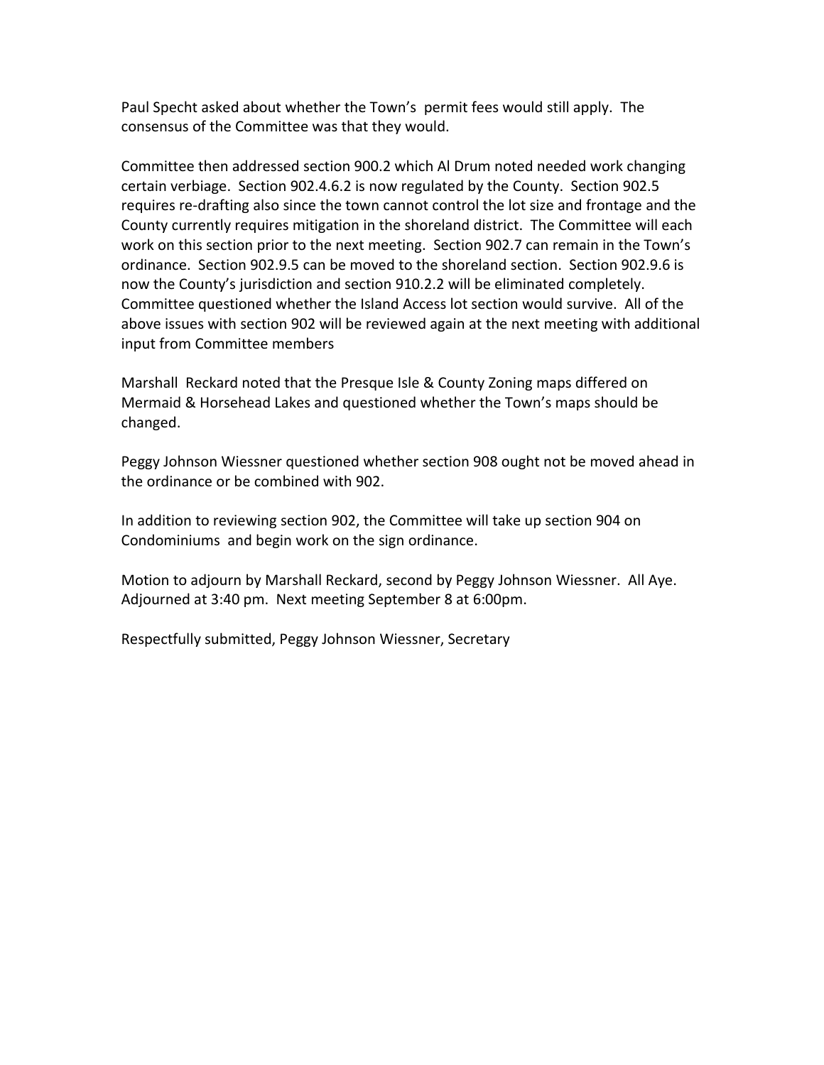Paul Specht asked about whether the Town's permit fees would still apply. The consensus of the Committee was that they would.

Committee then addressed section 900.2 which Al Drum noted needed work changing certain verbiage. Section 902.4.6.2 is now regulated by the County. Section 902.5 requires re-drafting also since the town cannot control the lot size and frontage and the County currently requires mitigation in the shoreland district. The Committee will each work on this section prior to the next meeting. Section 902.7 can remain in the Town's ordinance. Section 902.9.5 can be moved to the shoreland section. Section 902.9.6 is now the County's jurisdiction and section 910.2.2 will be eliminated completely. Committee questioned whether the Island Access lot section would survive. All of the above issues with section 902 will be reviewed again at the next meeting with additional input from Committee members

Marshall Reckard noted that the Presque Isle & County Zoning maps differed on Mermaid & Horsehead Lakes and questioned whether the Town's maps should be changed.

Peggy Johnson Wiessner questioned whether section 908 ought not be moved ahead in the ordinance or be combined with 902.

In addition to reviewing section 902, the Committee will take up section 904 on Condominiums and begin work on the sign ordinance.

Motion to adjourn by Marshall Reckard, second by Peggy Johnson Wiessner. All Aye. Adjourned at 3:40 pm. Next meeting September 8 at 6:00pm.

Respectfully submitted, Peggy Johnson Wiessner, Secretary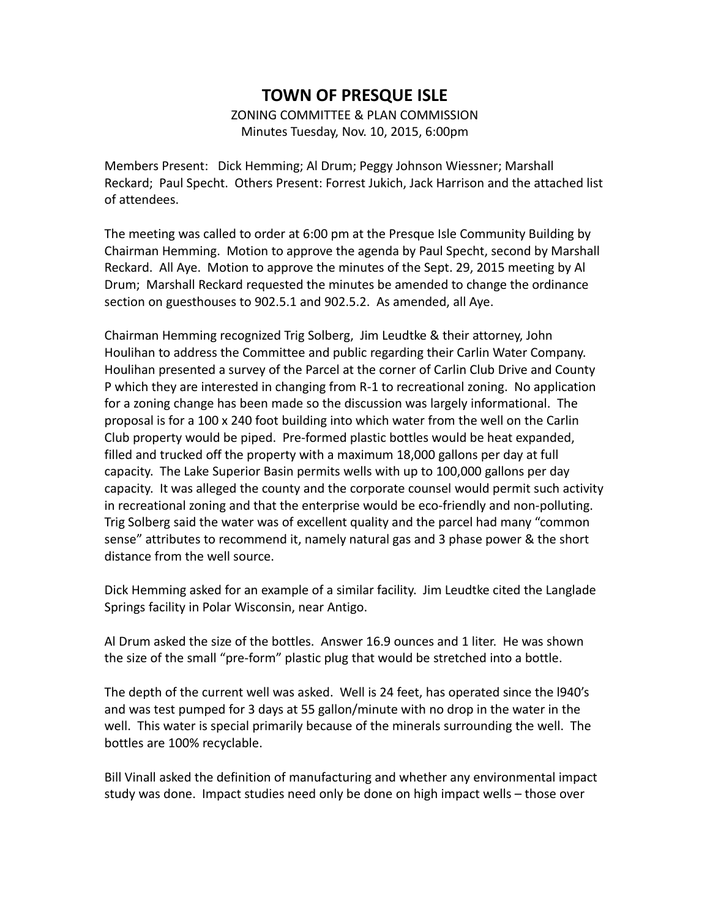# TOWN OF PRESQUE ISLE

ZONING COMMITTEE & PLAN COMMISSION
Minutes Tuesday, Nov. 10, 2015, 6:00pm

Members Present: Dick Hemming; Al Drum; Peggy Johnson Wiessner; Marshall Reckard; Paul Specht. Others Present: Forrest Jukich, Jack Harrison and the attached list of attendees.

The meeting was called to order at 6:00 pm at the Presque Isle Community Building by Chairman Hemming. Motion to approve the agenda by Paul Specht, second by Marshall Reckard. All Aye. Motion to approve the minutes of the Sept. 29, 2015 meeting by Al Drum; Marshall Reckard requested the minutes be amended to change the ordinance section on guesthouses to 902.5.1 and 902.5.2. As amended, all Aye.

Chairman Hemming recognized Trig Solberg, Jim Leudtke & their attorney, John Houlihan to address the Committee and public regarding their Carlin Water Company. Houlihan presented a survey of the Parcel at the corner of Carlin Club Drive and County P which they are interested in changing from R-1 to recreational zoning. No application for a zoning change has been made so the discussion was largely informational. The proposal is for a 100 x 240 foot building into which water from the well on the Carlin Club property would be piped. Pre-formed plastic bottles would be heat expanded, filled and trucked off the property with a maximum 18,000 gallons per day at full capacity. The Lake Superior Basin permits wells with up to 100,000 gallons per day capacity. It was alleged the county and the corporate counsel would permit such activity in recreational zoning and that the enterprise would be eco-friendly and non-polluting. Trig Solberg said the water was of excellent quality and the parcel had many "common sense" attributes to recommend it, namely natural gas and 3 phase power & the short distance from the well source.

Dick Hemming asked for an example of a similar facility. Jim Leudtke cited the Langlade Springs facility in Polar Wisconsin, near Antigo.

Al Drum asked the size of the bottles. Answer 16.9 ounces and 1 liter. He was shown the size of the small "pre-form" plastic plug that would be stretched into a bottle.

The depth of the current well was asked. Well is 24 feet, has operated since the l940's and was test pumped for 3 days at 55 gallon/minute with no drop in the water in the well. This water is special primarily because of the minerals surrounding the well. The bottles are 100% recyclable.

Bill Vinall asked the definition of manufacturing and whether any environmental impact study was done. Impact studies need only be done on high impact wells – those over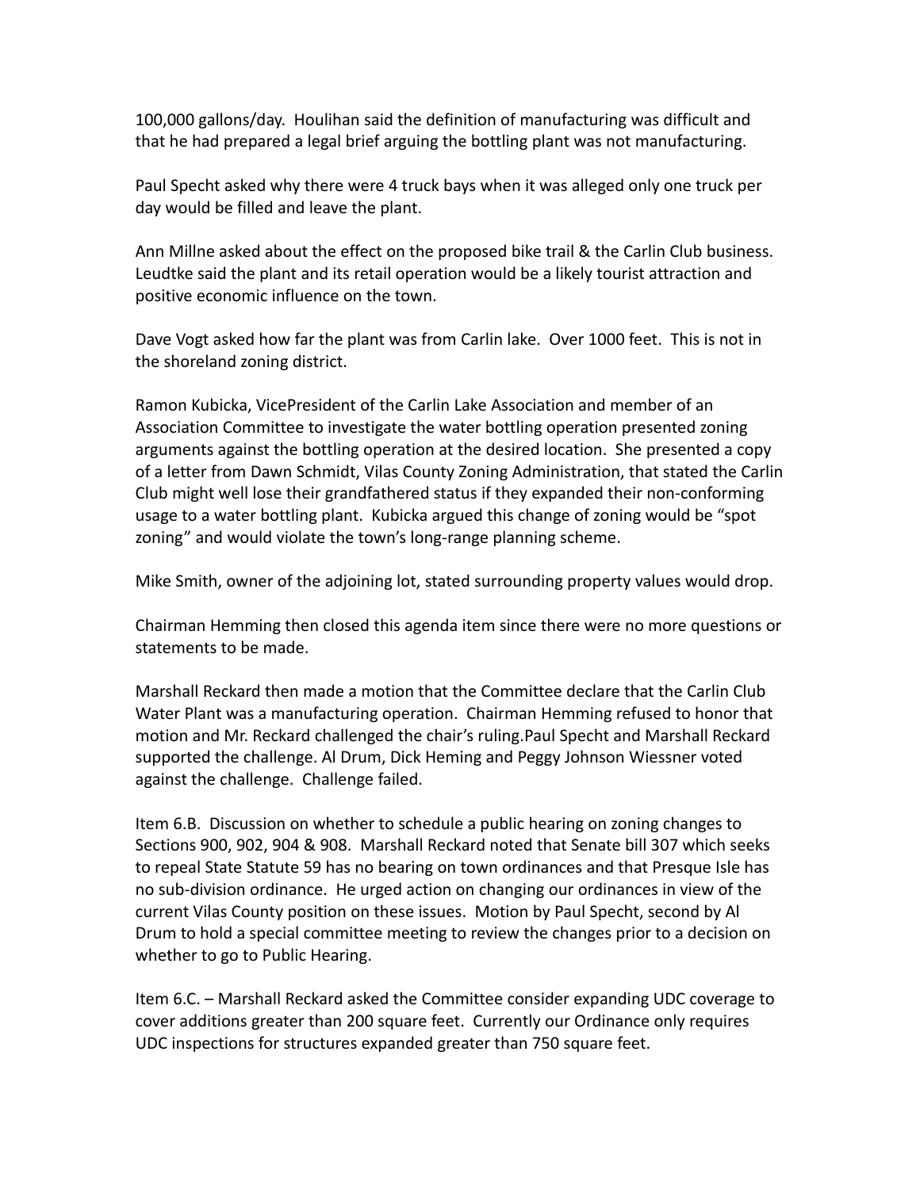100,000 gallons/day. Houlihan said the definition of manufacturing was difficult and that he had prepared a legal brief arguing the bottling plant was not manufacturing.

Paul Specht asked why there were 4 truck bays when it was alleged only one truck per day would be filled and leave the plant.

Ann Millne asked about the effect on the proposed bike trail & the Carlin Club business. Leudtke said the plant and its retail operation would be a likely tourist attraction and positive economic influence on the town.

Dave Vogt asked how far the plant was from Carlin lake. Over 1000 feet. This is not in the shoreland zoning district.

Ramon Kubicka, VicePresident of the Carlin Lake Association and member of an Association Committee to investigate the water bottling operation presented zoning arguments against the bottling operation at the desired location. She presented a copy of a letter from Dawn Schmidt, Vilas County Zoning Administration, that stated the Carlin Club might well lose their grandfathered status if they expanded their non-conforming usage to a water bottling plant. Kubicka argued this change of zoning would be "spot zoning" and would violate the town's long-range planning scheme.

Mike Smith, owner of the adjoining lot, stated surrounding property values would drop.

Chairman Hemming then closed this agenda item since there were no more questions or statements to be made.

Marshall Reckard then made a motion that the Committee declare that the Carlin Club Water Plant was a manufacturing operation. Chairman Hemming refused to honor that motion and Mr. Reckard challenged the chair's ruling.Paul Specht and Marshall Reckard supported the challenge. Al Drum, Dick Heming and Peggy Johnson Wiessner voted against the challenge. Challenge failed.

Item 6.B. Discussion on whether to schedule a public hearing on zoning changes to Sections 900, 902, 904 & 908. Marshall Reckard noted that Senate bill 307 which seeks to repeal State Statute 59 has no bearing on town ordinances and that Presque Isle has no sub-division ordinance. He urged action on changing our ordinances in view of the current Vilas County position on these issues. Motion by Paul Specht, second by Al Drum to hold a special committee meeting to review the changes prior to a decision on whether to go to Public Hearing.

Item 6.C. – Marshall Reckard asked the Committee consider expanding UDC coverage to cover additions greater than 200 square feet. Currently our Ordinance only requires UDC inspections for structures expanded greater than 750 square feet.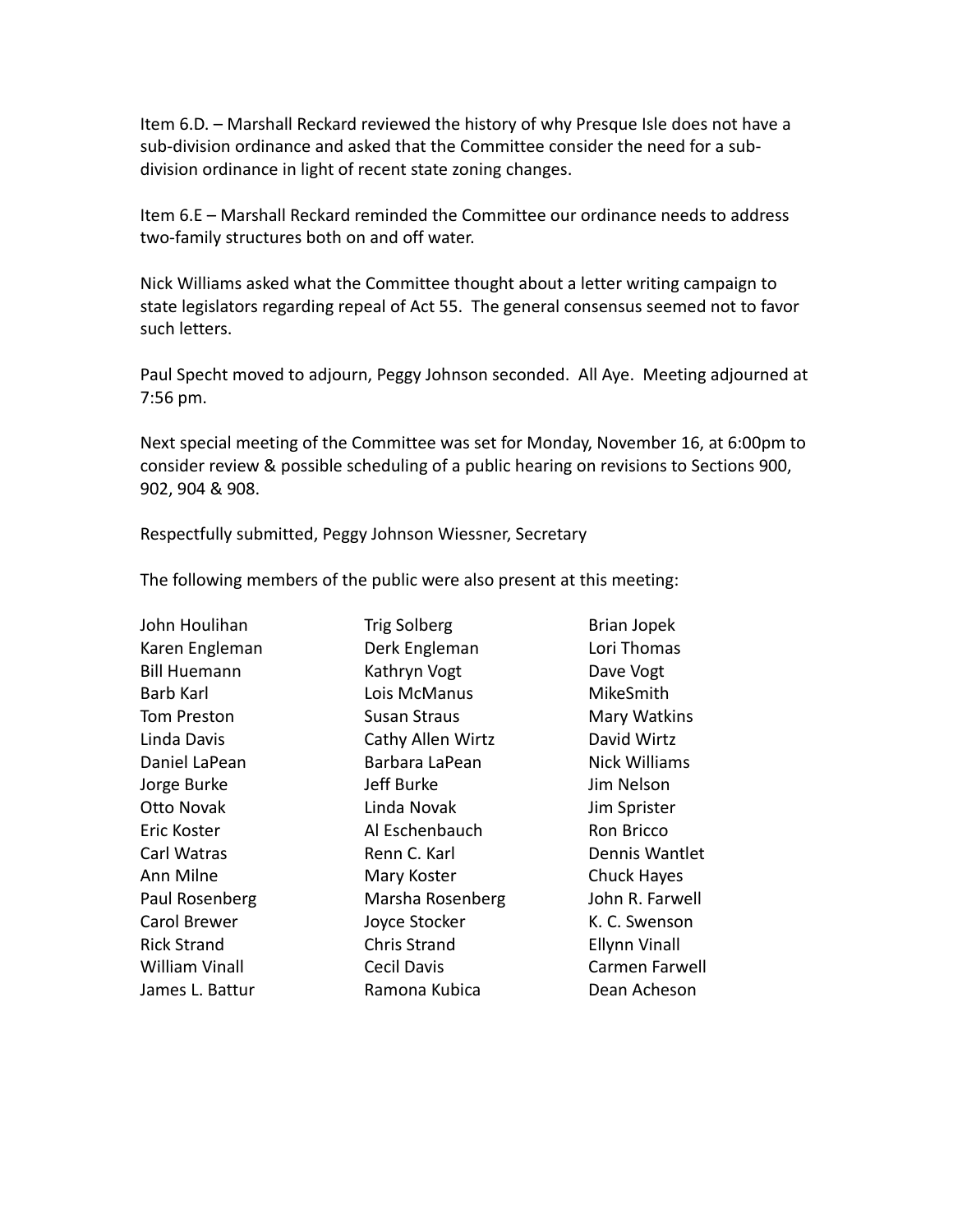Item 6.D. – Marshall Reckard reviewed the history of why Presque Isle does not have a sub-division ordinance and asked that the Committee consider the need for a sub-division ordinance in light of recent state zoning changes.

Item 6.E – Marshall Reckard reminded the Committee our ordinance needs to address two-family structures both on and off water.

Nick Williams asked what the Committee thought about a letter writing campaign to state legislators regarding repeal of Act 55. The general consensus seemed not to favor such letters.

Paul Specht moved to adjourn, Peggy Johnson seconded. All Aye. Meeting adjourned at 7:56 pm.

Next special meeting of the Committee was set for Monday, November 16, at 6:00pm to consider review & possible scheduling of a public hearing on revisions to Sections 900, 902, 904 & 908.

Respectfully submitted, Peggy Johnson Wiessner, Secretary

The following members of the public were also present at this meeting:

| | | |
|---|---|---|
| John Houlihan | Trig Solberg | Brian Jopek |
| Karen Engleman | Derk Engleman | Lori Thomas |
| Bill Huemann | Kathryn Vogt | Dave Vogt |
| Barb Karl | Lois McManus | MikeSmith |
| Tom Preston | Susan Straus | Mary Watkins |
| Linda Davis | Cathy Allen Wirtz | David Wirtz |
| Daniel LaPean | Barbara LaPean | Nick Williams |
| Jorge Burke | Jeff Burke | Jim Nelson |
| Otto Novak | Linda Novak | Jim Sprister |
| Eric Koster | Al Eschenbauch | Ron Bricco |
| Carl Watras | Renn C. Karl | Dennis Wantlet |
| Ann Milne | Mary Koster | Chuck Hayes |
| Paul Rosenberg | Marsha Rosenberg | John R. Farwell |
| Carol Brewer | Joyce Stocker | K. C. Swenson |
| Rick Strand | Chris Strand | Ellynn Vinall |
| William Vinall | Cecil Davis | Carmen Farwell |
| James L. Battur | Ramona Kubica | Dean Acheson |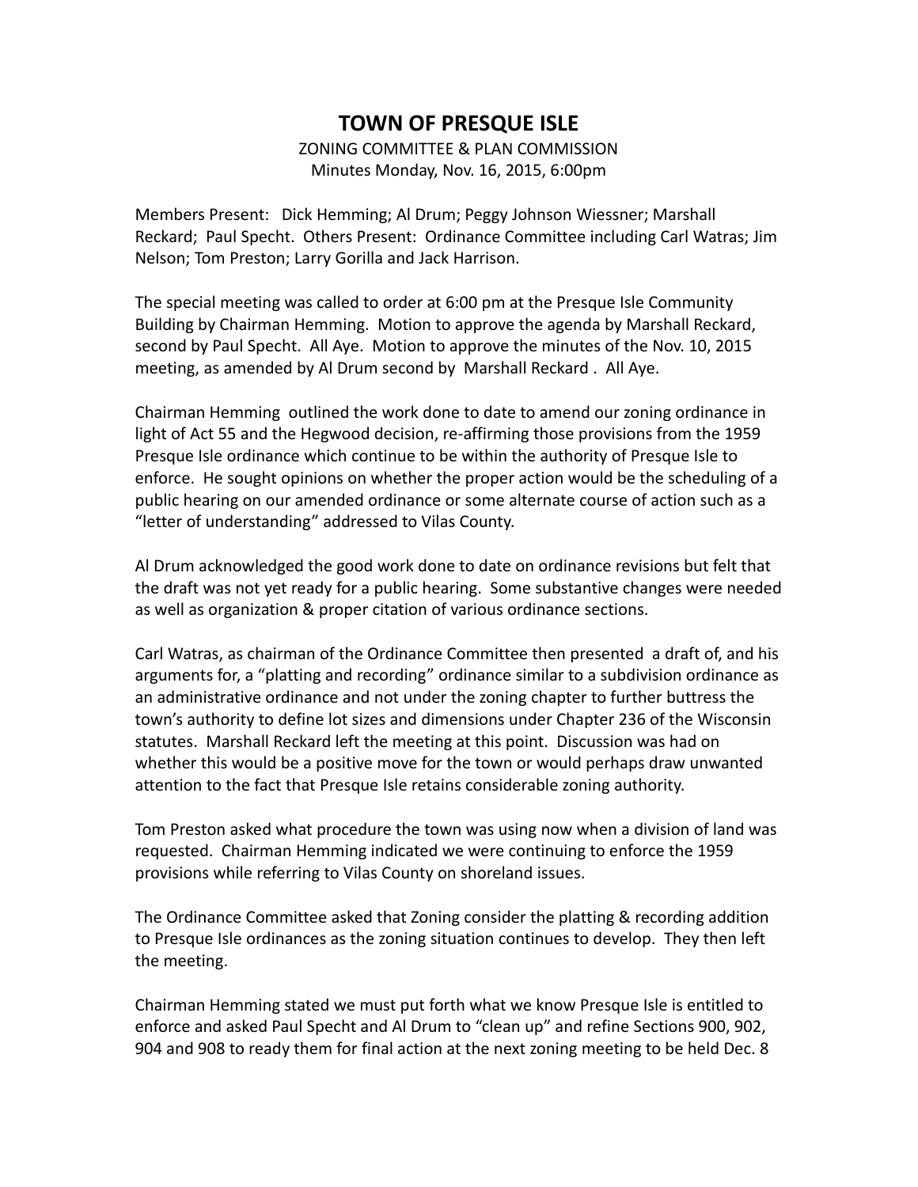# TOWN OF PRESQUE ISLE

ZONING COMMITTEE & PLAN COMMISSION
Minutes Monday, Nov. 16, 2015, 6:00pm

Members Present: Dick Hemming; Al Drum; Peggy Johnson Wiessner; Marshall Reckard; Paul Specht. Others Present: Ordinance Committee including Carl Watras; Jim Nelson; Tom Preston; Larry Gorilla and Jack Harrison.

The special meeting was called to order at 6:00 pm at the Presque Isle Community Building by Chairman Hemming. Motion to approve the agenda by Marshall Reckard, second by Paul Specht. All Aye. Motion to approve the minutes of the Nov. 10, 2015 meeting, as amended by Al Drum second by Marshall Reckard . All Aye.

Chairman Hemming outlined the work done to date to amend our zoning ordinance in light of Act 55 and the Hegwood decision, re-affirming those provisions from the 1959 Presque Isle ordinance which continue to be within the authority of Presque Isle to enforce. He sought opinions on whether the proper action would be the scheduling of a public hearing on our amended ordinance or some alternate course of action such as a "letter of understanding" addressed to Vilas County.

Al Drum acknowledged the good work done to date on ordinance revisions but felt that the draft was not yet ready for a public hearing. Some substantive changes were needed as well as organization & proper citation of various ordinance sections.

Carl Watras, as chairman of the Ordinance Committee then presented a draft of, and his arguments for, a "platting and recording" ordinance similar to a subdivision ordinance as an administrative ordinance and not under the zoning chapter to further buttress the town's authority to define lot sizes and dimensions under Chapter 236 of the Wisconsin statutes. Marshall Reckard left the meeting at this point. Discussion was had on whether this would be a positive move for the town or would perhaps draw unwanted attention to the fact that Presque Isle retains considerable zoning authority.

Tom Preston asked what procedure the town was using now when a division of land was requested. Chairman Hemming indicated we were continuing to enforce the 1959 provisions while referring to Vilas County on shoreland issues.

The Ordinance Committee asked that Zoning consider the platting & recording addition to Presque Isle ordinances as the zoning situation continues to develop. They then left the meeting.

Chairman Hemming stated we must put forth what we know Presque Isle is entitled to enforce and asked Paul Specht and Al Drum to "clean up" and refine Sections 900, 902, 904 and 908 to ready them for final action at the next zoning meeting to be held Dec. 8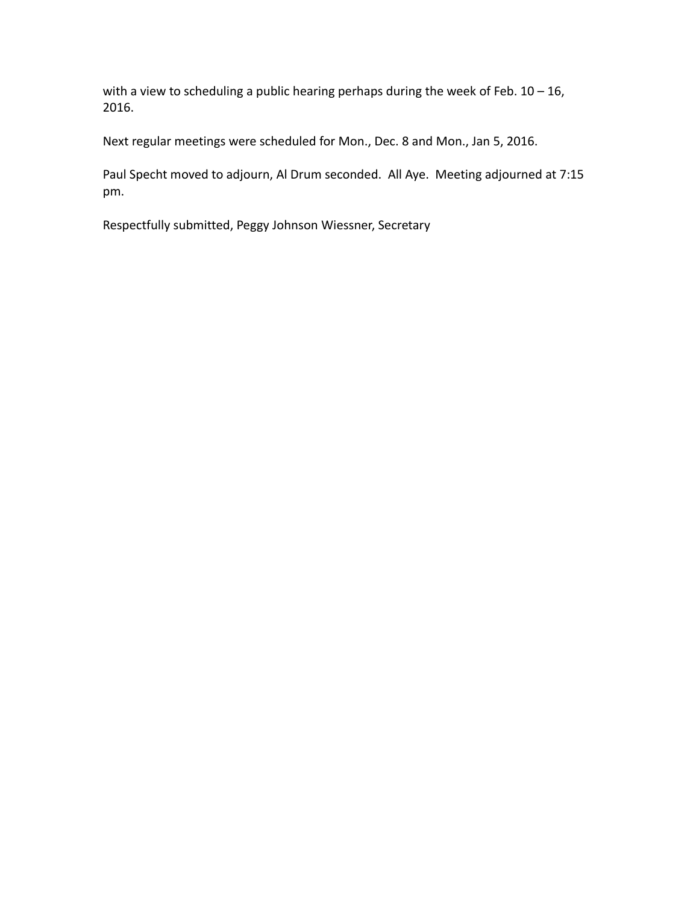with a view to scheduling a public hearing perhaps during the week of Feb. 10 – 16, 2016.

Next regular meetings were scheduled for Mon., Dec. 8 and Mon., Jan 5, 2016.

Paul Specht moved to adjourn, Al Drum seconded. All Aye. Meeting adjourned at 7:15 pm.

Respectfully submitted, Peggy Johnson Wiessner, Secretary